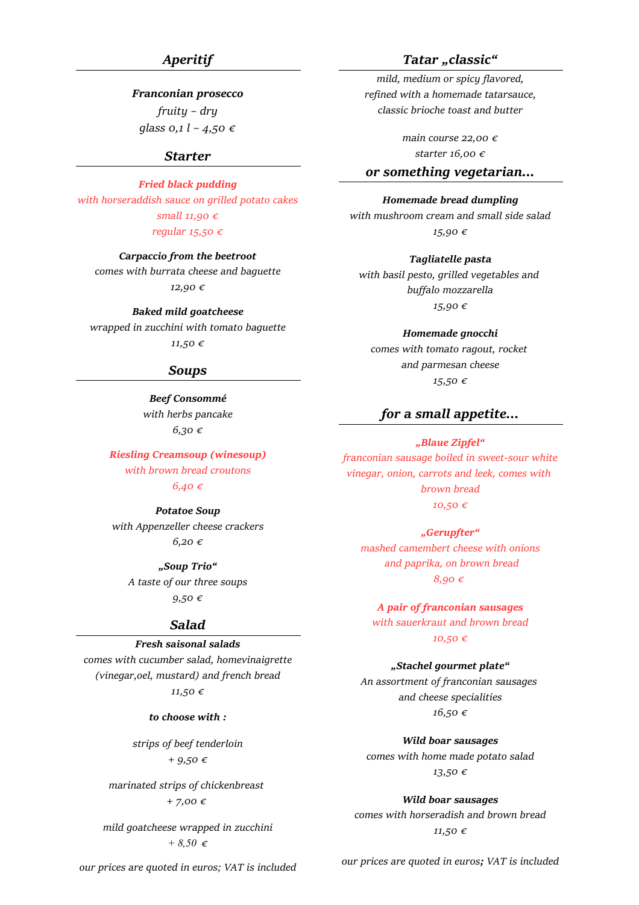## *Aperitif*

***Franconian prosecco***
*fruity – dry*
*glass 0,1 l – 4,50 €*

## *Starter*

***Fried black pudding***
*with horseraddish sauce on grilled potato cakes*
*small 11,90 €*
*regular 15,50 €*

***Carpaccio from the beetroot***
*comes with burrata cheese and baguette*
*12,90 €*

***Baked mild goatcheese***
*wrapped in zucchini with tomato baguette*
*11,50 €*

## *Soups*

***Beef Consommé***
*with herbs pancake*
*6,30 €*

***Riesling Creamsoup (winesoup)***
*with brown bread croutons*
*6,40 €*

***Potatoe Soup***
*with Appenzeller cheese crackers*
*6,20 €*

***„Soup Trio“***
*A taste of our three soups*
*9,50 €*

## *Salad*

***Fresh saisonal salads***
*comes with cucumber salad, homevinaigrette (vinegar,oel, mustard) and french bread*
*11,50 €*

***to choose with :***

*strips of beef tenderloin*
*+ 9,50 €*

*marinated strips of chickenbreast*
*+ 7,00 €*

*mild goatcheese wrapped in zucchini*
*+ 8,50 €*

*our prices are quoted in euros; VAT is included*

## *Tatar „classic“*

*mild, medium or spicy flavored,*
*refined with a homemade tatarsauce,*
*classic brioche toast and butter*

*main course 22,00 €*
*starter 16,00 €*

## *or something vegetarian…*

***Homemade bread dumpling***
*with mushroom cream and small side salad*
*15,90 €*

***Tagliatelle pasta***
*with basil pesto, grilled vegetables and buffalo mozzarella*
*15,90 €*

***Homemade gnocchi***
*comes with tomato ragout, rocket and parmesan cheese*
*15,50 €*

## *for a small appetite…*

***„Blaue Zipfel“***
*franconian sausage boiled in sweet-sour white vinegar, onion, carrots and leek, comes with brown bread*
*10,50 €*

***„Gerupfter“***
*mashed camembert cheese with onions and paprika, on brown bread*
*8,90 €*

***A pair of franconian sausages***
*with sauerkraut and brown bread*
*10,50 €*

***„Stachel gourmet plate“***
*An assortment of franconian sausages and cheese specialities*
*16,50 €*

***Wild boar sausages***
*comes with home made potato salad*
*13,50 €*

***Wild boar sausages***
*comes with horseradish and brown bread*
*11,50 €*

*our prices are quoted in euros; VAT is included*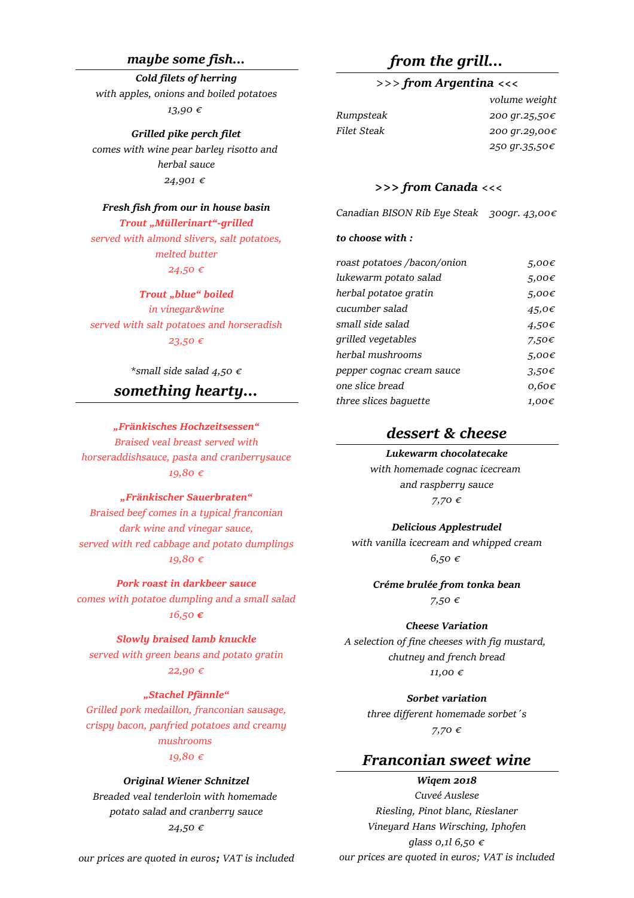## *maybe some fish...*

***Cold filets of herring***
*with apples, onions and boiled potatoes*
*13,90 €*

***Grilled pike perch filet***
*comes with wine pear barley risotto and herbal sauce*
*24,901 €*

***Fresh fish from our in house basin***

***Trout „Müllerinart“-grilled***
*served with almond slivers, salt potatoes, melted butter*
*24,50 €*

***Trout „blue“ boiled***
*in vinegar&wine*
*served with salt potatoes and horseradish*
*23,50 €*

**small side salad 4,50 €*

## *something hearty...*

***„Fränkisches Hochzeitsessen“***
*Braised veal breast served with horseraddishsauce, pasta and cranberrysauce*
*19,80 €*

***„Fränkischer Sauerbraten“***
*Braised beef comes in a typical franconian dark wine and vinegar sauce, served with red cabbage and potato dumplings*
*19,80 €*

***Pork roast in darkbeer sauce***
*comes with potatoe dumpling and a small salad*
*16,50 €*

***Slowly braised lamb knuckle***
*served with green beans and potato gratin*
*22,90 €*

***„Stachel Pfännle“***
*Grilled pork medaillon, franconian sausage, crispy bacon, panfried potatoes and creamy mushrooms*
*19,80 €*

***Original Wiener Schnitzel***
*Breaded veal tenderloin with homemade potato salad and cranberry sauce*
*24,50 €*

*our prices are quoted in euros; VAT is included*

## *from the grill...*

### *>>> from Argentina <<<*

| | volume weight |
|---|---|
| *Rumpsteak* | *200 gr.25,50€* |
| *Filet Steak* | *200 gr.29,00€* |
| | *250 gr.35,50€* |

### *>>> from Canada <<<*

| | |
|---|---|
| *Canadian BISON Rib Eye Steak* | *300gr. 43,00€* |

***to choose with :***

| | |
|---|---|
| *roast potatoes /bacon/onion* | *5,00€* |
| *lukewarm potato salad* | *5,00€* |
| *herbal potatoe gratin* | *5,00€* |
| *cucumber salad* | *45,0€* |
| *small side salad* | *4,50€* |
| *grilled vegetables* | *7,50€* |
| *herbal mushrooms* | *5,00€* |
| *pepper cognac cream sauce* | *3,50€* |
| *one slice bread* | *0,60€* |
| *three slices baguette* | *1,00€* |

## *dessert & cheese*

***Lukewarm chocolatecake***
*with homemade cognac icecream and raspberry sauce*
*7,70 €*

***Delicious Applestrudel***
*with vanilla icecream and whipped cream*
*6,50 €*

***Créme brulée from tonka bean***
*7,50 €*

***Cheese Variation***
*A selection of fine cheeses with fig mustard, chutney and french bread*
*11,00 €*

***Sorbet variation***
*three different homemade sorbet´s*
*7,70 €*

## *Franconian sweet wine*

***Wiqem 2018***
*Cuveé Auslese*
*Riesling, Pinot blanc, Rieslaner*
*Vineyard Hans Wirsching, Iphofen*
*glass 0,1l 6,50 €*

*our prices are quoted in euros; VAT is included*